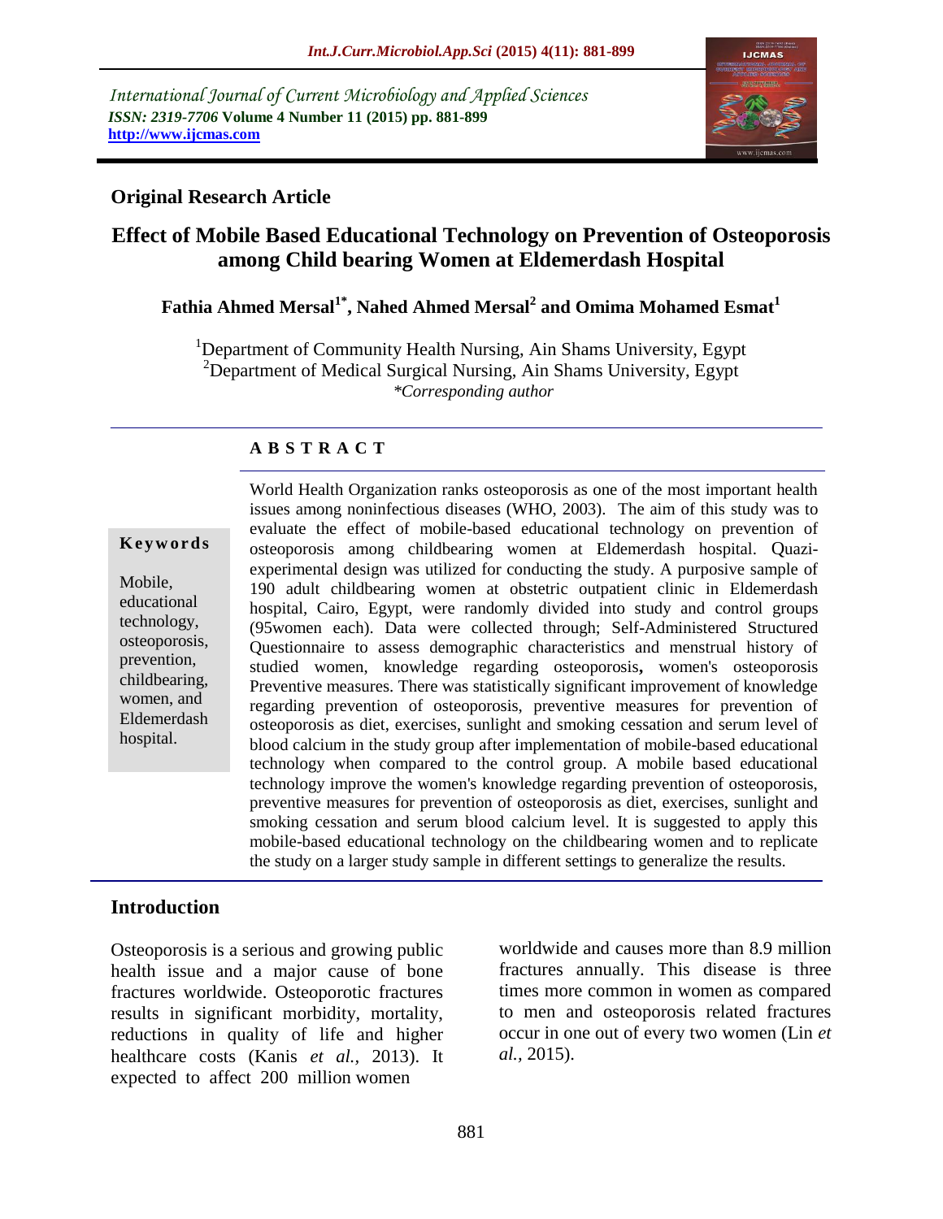International Journal of Current Microbiology and Applied Sciences
*ISSN: 2319-7706* **Volume 4 Number 11 (2015) pp. 881-899**
**http://www.ijcmas.com**

## Original Research Article

# Effect of Mobile Based Educational Technology on Prevention of Osteoporosis among Child bearing Women at Eldemerdash Hospital

**Fathia Ahmed Mersal[1*], Nahed Ahmed Mersal[2] and Omima Mohamed Esmat[1]**

[1]Department of Community Health Nursing, Ain Shams University, Egypt
[2]Department of Medical Surgical Nursing, Ain Shams University, Egypt
*\*Corresponding author*

### A B S T R A C T

**Keywords**

Mobile, educational technology, osteoporosis, prevention, childbearing, women, and Eldemerdash hospital.

World Health Organization ranks osteoporosis as one of the most important health issues among noninfectious diseases (WHO, 2003). The aim of this study was to evaluate the effect of mobile-based educational technology on prevention of osteoporosis among childbearing women at Eldemerdash hospital. Quazi-experimental design was utilized for conducting the study. A purposive sample of 190 adult childbearing women at obstetric outpatient clinic in Eldemerdash hospital, Cairo, Egypt, were randomly divided into study and control groups (95women each). Data were collected through; Self-Administered Structured Questionnaire to assess demographic characteristics and menstrual history of studied women, knowledge regarding osteoporosis**,** women's osteoporosis Preventive measures. There was statistically significant improvement of knowledge regarding prevention of osteoporosis, preventive measures for prevention of osteoporosis as diet, exercises, sunlight and smoking cessation and serum level of blood calcium in the study group after implementation of mobile-based educational technology when compared to the control group. A mobile based educational technology improve the women's knowledge regarding prevention of osteoporosis, preventive measures for prevention of osteoporosis as diet, exercises, sunlight and smoking cessation and serum blood calcium level. It is suggested to apply this mobile-based educational technology on the childbearing women and to replicate the study on a larger study sample in different settings to generalize the results.

## Introduction

Osteoporosis is a serious and growing public health issue and a major cause of bone fractures worldwide. Osteoporotic fractures results in significant morbidity, mortality, reductions in quality of life and higher healthcare costs (Kanis *et al.,* 2013). It expected to affect 200 million women worldwide and causes more than 8.9 million fractures annually. This disease is three times more common in women as compared to men and osteoporosis related fractures occur in one out of every two women (Lin *et al.,* 2015).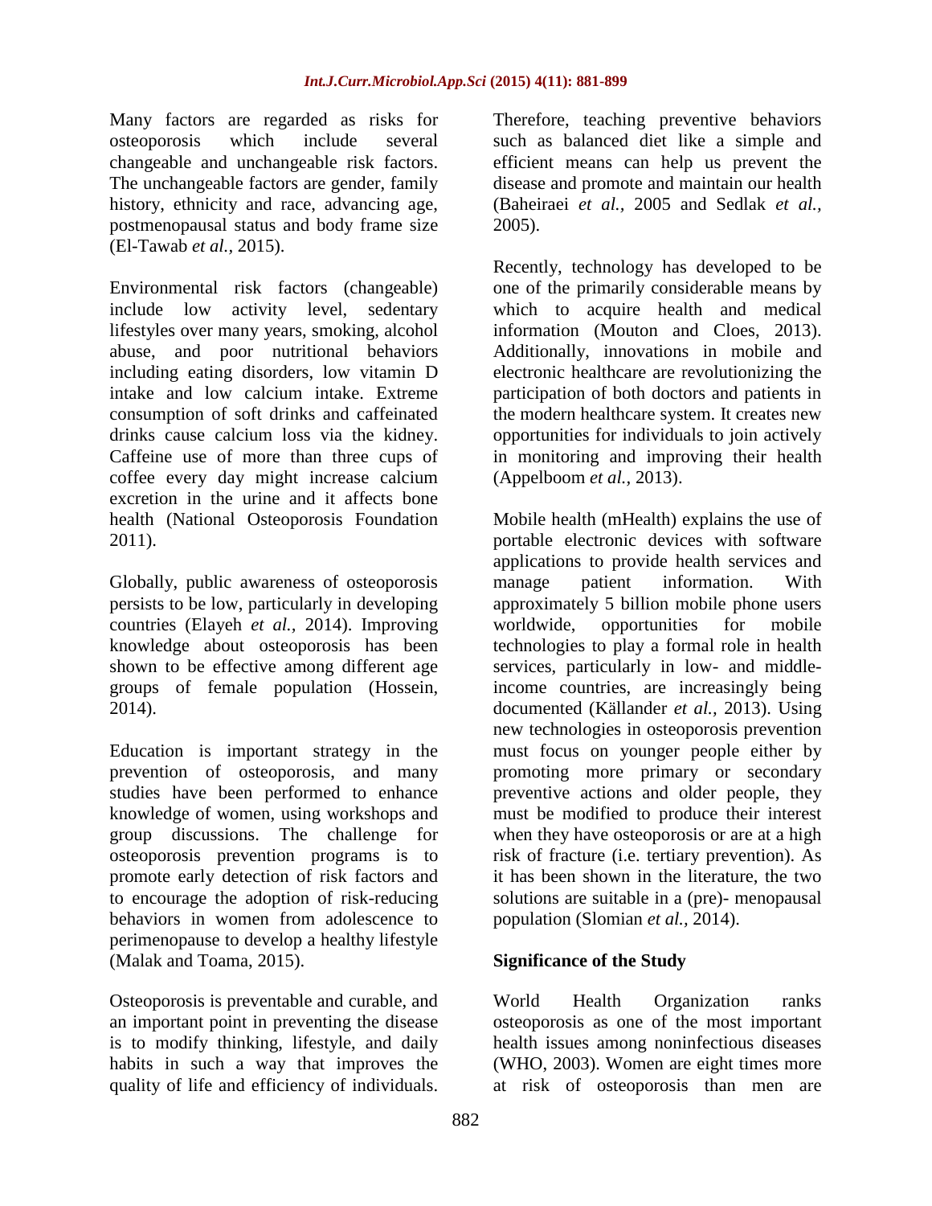Many factors are regarded as risks for osteoporosis which include several changeable and unchangeable risk factors. The unchangeable factors are gender, family history, ethnicity and race, advancing age, postmenopausal status and body frame size (El-Tawab *et al.,* 2015).

Environmental risk factors (changeable) include low activity level, sedentary lifestyles over many years, smoking, alcohol abuse, and poor nutritional behaviors including eating disorders, low vitamin D intake and low calcium intake. Extreme consumption of soft drinks and caffeinated drinks cause calcium loss via the kidney. Caffeine use of more than three cups of coffee every day might increase calcium excretion in the urine and it affects bone health (National Osteoporosis Foundation 2011).

Globally, public awareness of osteoporosis persists to be low, particularly in developing countries (Elayeh *et al.,* 2014). Improving knowledge about osteoporosis has been shown to be effective among different age groups of female population (Hossein, 2014).

Education is important strategy in the prevention of osteoporosis, and many studies have been performed to enhance knowledge of women, using workshops and group discussions. The challenge for osteoporosis prevention programs is to promote early detection of risk factors and to encourage the adoption of risk-reducing behaviors in women from adolescence to perimenopause to develop a healthy lifestyle (Malak and Toama, 2015).

Osteoporosis is preventable and curable, and an important point in preventing the disease is to modify thinking, lifestyle, and daily habits in such a way that improves the quality of life and efficiency of individuals. Therefore, teaching preventive behaviors such as balanced diet like a simple and efficient means can help us prevent the disease and promote and maintain our health (Baheiraei *et al.,* 2005 and Sedlak *et al.,* 2005).

Recently, technology has developed to be one of the primarily considerable means by which to acquire health and medical information (Mouton and Cloes, 2013). Additionally, innovations in mobile and electronic healthcare are revolutionizing the participation of both doctors and patients in the modern healthcare system. It creates new opportunities for individuals to join actively in monitoring and improving their health (Appelboom *et al.,* 2013).

Mobile health (mHealth) explains the use of portable electronic devices with software applications to provide health services and manage patient information. With approximately 5 billion mobile phone users worldwide, opportunities for mobile technologies to play a formal role in health services, particularly in low- and middle-income countries, are increasingly being documented (Källander *et al.,* 2013). Using new technologies in osteoporosis prevention must focus on younger people either by promoting more primary or secondary preventive actions and older people, they must be modified to produce their interest when they have osteoporosis or are at a high risk of fracture (i.e. tertiary prevention). As it has been shown in the literature, the two solutions are suitable in a (pre)- menopausal population (Slomian *et al.,* 2014).

## Significance of the Study

World Health Organization ranks osteoporosis as one of the most important health issues among noninfectious diseases (WHO, 2003). Women are eight times more at risk of osteoporosis than men are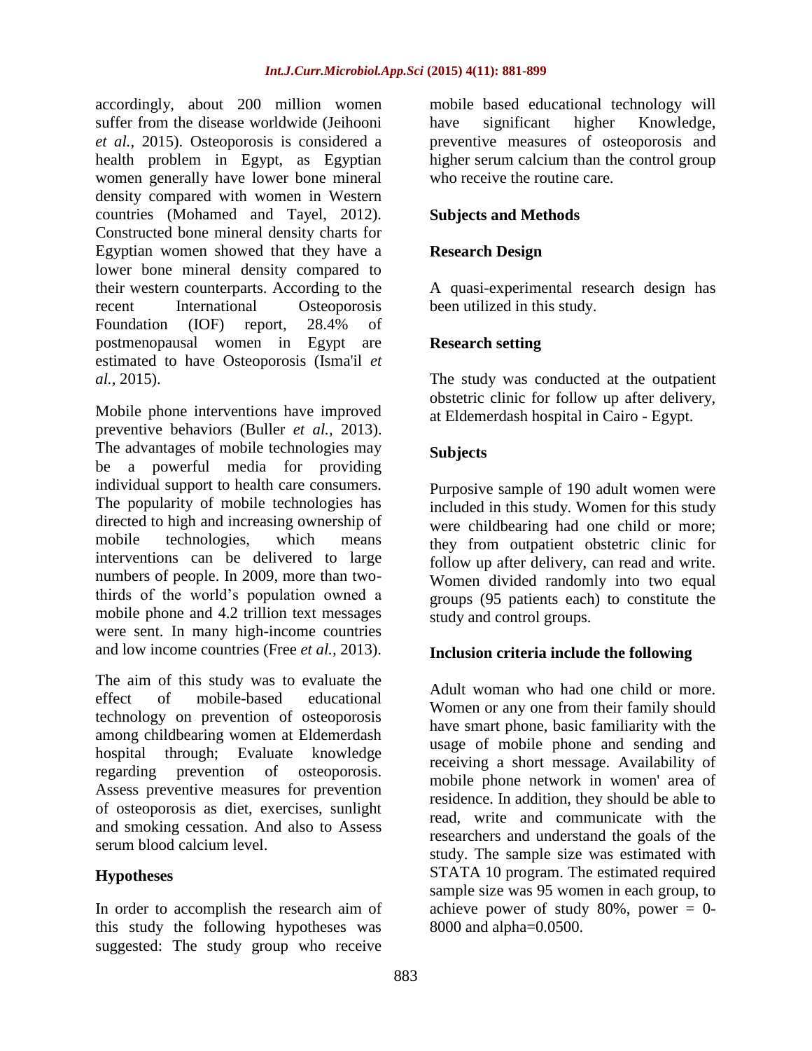accordingly, about 200 million women suffer from the disease worldwide (Jeihooni *et al.,* 2015). Osteoporosis is considered a health problem in Egypt, as Egyptian women generally have lower bone mineral density compared with women in Western countries (Mohamed and Tayel, 2012). Constructed bone mineral density charts for Egyptian women showed that they have a lower bone mineral density compared to their western counterparts. According to the recent International Osteoporosis Foundation (IOF) report, 28.4% of postmenopausal women in Egypt are estimated to have Osteoporosis (Isma'il *et al.,* 2015).

Mobile phone interventions have improved preventive behaviors (Buller *et al.,* 2013). The advantages of mobile technologies may be a powerful media for providing individual support to health care consumers. The popularity of mobile technologies has directed to high and increasing ownership of mobile technologies, which means interventions can be delivered to large numbers of people. In 2009, more than two-thirds of the world's population owned a mobile phone and 4.2 trillion text messages were sent. In many high-income countries and low income countries (Free *et al.,* 2013).

The aim of this study was to evaluate the effect of mobile-based educational technology on prevention of osteoporosis among childbearing women at Eldemerdash hospital through; Evaluate knowledge regarding prevention of osteoporosis. Assess preventive measures for prevention of osteoporosis as diet, exercises, sunlight and smoking cessation. And also to Assess serum blood calcium level.

## Hypotheses

In order to accomplish the research aim of this study the following hypotheses was suggested: The study group who receive mobile based educational technology will have significant higher Knowledge, preventive measures of osteoporosis and higher serum calcium than the control group who receive the routine care.

## Subjects and Methods

### Research Design

A quasi-experimental research design has been utilized in this study.

### Research setting

The study was conducted at the outpatient obstetric clinic for follow up after delivery, at Eldemerdash hospital in Cairo - Egypt.

### Subjects

Purposive sample of 190 adult women were included in this study. Women for this study were childbearing had one child or more; they from outpatient obstetric clinic for follow up after delivery, can read and write. Women divided randomly into two equal groups (95 patients each) to constitute the study and control groups.

### Inclusion criteria include the following

Adult woman who had one child or more. Women or any one from their family should have smart phone, basic familiarity with the usage of mobile phone and sending and receiving a short message. Availability of mobile phone network in women' area of residence. In addition, they should be able to read, write and communicate with the researchers and understand the goals of the study. The sample size was estimated with STATA 10 program. The estimated required sample size was 95 women in each group, to achieve power of study 80%, power = 0-8000 and alpha=0.0500.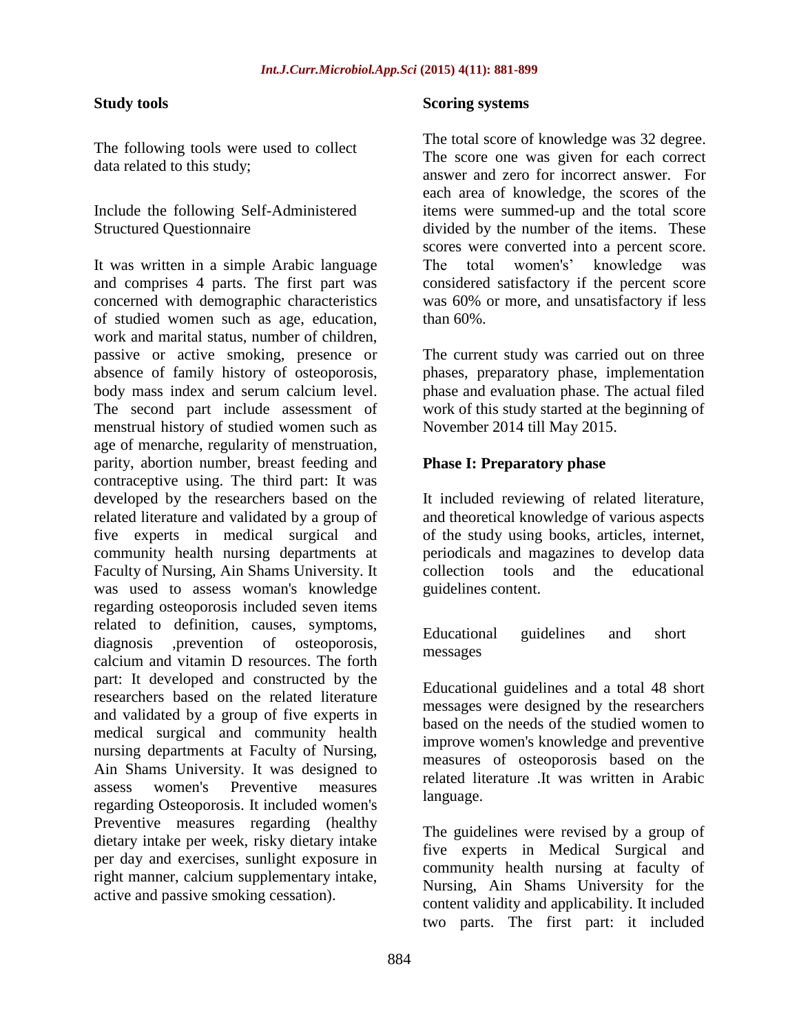## Study tools

The following tools were used to collect data related to this study;

Include the following Self-Administered Structured Questionnaire

It was written in a simple Arabic language and comprises 4 parts. The first part was concerned with demographic characteristics of studied women such as age, education, work and marital status, number of children, passive or active smoking, presence or absence of family history of osteoporosis, body mass index and serum calcium level. The second part include assessment of menstrual history of studied women such as age of menarche, regularity of menstruation, parity, abortion number, breast feeding and contraceptive using. The third part: It was developed by the researchers based on the related literature and validated by a group of five experts in medical surgical and community health nursing departments at Faculty of Nursing, Ain Shams University. It was used to assess woman's knowledge regarding osteoporosis included seven items related to definition, causes, symptoms, diagnosis ,prevention of osteoporosis, calcium and vitamin D resources. The forth part: It developed and constructed by the researchers based on the related literature and validated by a group of five experts in medical surgical and community health nursing departments at Faculty of Nursing, Ain Shams University. It was designed to assess women's Preventive measures regarding Osteoporosis. It included women's Preventive measures regarding (healthy dietary intake per week, risky dietary intake per day and exercises, sunlight exposure in right manner, calcium supplementary intake, active and passive smoking cessation).

## Scoring systems

The total score of knowledge was 32 degree. The score one was given for each correct answer and zero for incorrect answer. For each area of knowledge, the scores of the items were summed-up and the total score divided by the number of the items. These scores were converted into a percent score. The total women's' knowledge was considered satisfactory if the percent score was 60% or more, and unsatisfactory if less than 60%.

The current study was carried out on three phases, preparatory phase, implementation phase and evaluation phase. The actual filed work of this study started at the beginning of November 2014 till May 2015.

## Phase I: Preparatory phase

It included reviewing of related literature, and theoretical knowledge of various aspects of the study using books, articles, internet, periodicals and magazines to develop data collection tools and the educational guidelines content.

Educational guidelines and short messages

Educational guidelines and a total 48 short messages were designed by the researchers based on the needs of the studied women to improve women's knowledge and preventive measures of osteoporosis based on the related literature .It was written in Arabic language.

The guidelines were revised by a group of five experts in Medical Surgical and community health nursing at faculty of Nursing, Ain Shams University for the content validity and applicability. It included two parts. The first part: it included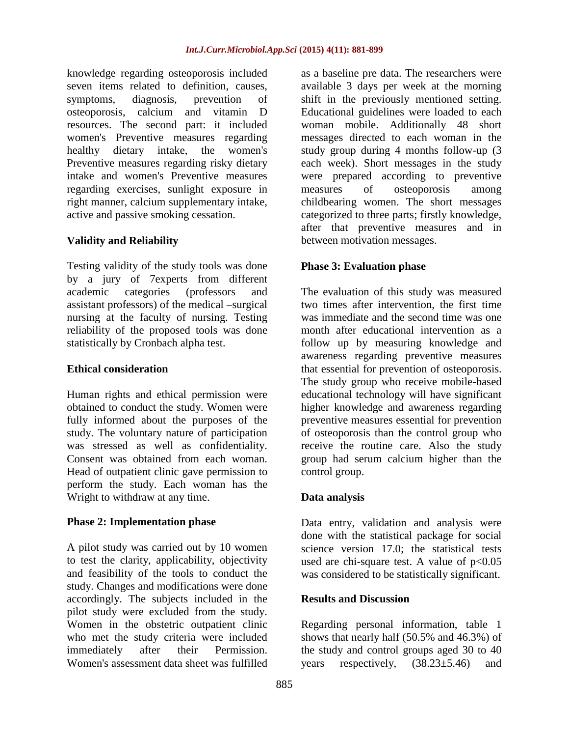knowledge regarding osteoporosis included seven items related to definition, causes, symptoms, diagnosis, prevention of osteoporosis, calcium and vitamin D resources. The second part: it included women's Preventive measures regarding healthy dietary intake, the women's Preventive measures regarding risky dietary intake and women's Preventive measures regarding exercises, sunlight exposure in right manner, calcium supplementary intake, active and passive smoking cessation.

### Validity and Reliability

Testing validity of the study tools was done by a jury of 7experts from different academic categories (professors and assistant professors) of the medical –surgical nursing at the faculty of nursing. Testing reliability of the proposed tools was done statistically by Cronbach alpha test.

### Ethical consideration

Human rights and ethical permission were obtained to conduct the study. Women were fully informed about the purposes of the study. The voluntary nature of participation was stressed as well as confidentiality. Consent was obtained from each woman. Head of outpatient clinic gave permission to perform the study. Each woman has the Wright to withdraw at any time.

### Phase 2: Implementation phase

A pilot study was carried out by 10 women to test the clarity, applicability, objectivity and feasibility of the tools to conduct the study. Changes and modifications were done accordingly. The subjects included in the pilot study were excluded from the study. Women in the obstetric outpatient clinic who met the study criteria were included immediately after their Permission. Women's assessment data sheet was fulfilled as a baseline pre data. The researchers were available 3 days per week at the morning shift in the previously mentioned setting. Educational guidelines were loaded to each woman mobile. Additionally 48 short messages directed to each woman in the study group during 4 months follow-up (3 each week). Short messages in the study were prepared according to preventive measures of osteoporosis among childbearing women. The short messages categorized to three parts; firstly knowledge, after that preventive measures and in between motivation messages.

### Phase 3: Evaluation phase

The evaluation of this study was measured two times after intervention, the first time was immediate and the second time was one month after educational intervention as a follow up by measuring knowledge and awareness regarding preventive measures that essential for prevention of osteoporosis. The study group who receive mobile-based educational technology will have significant higher knowledge and awareness regarding preventive measures essential for prevention of osteoporosis than the control group who receive the routine care. Also the study group had serum calcium higher than the control group.

### Data analysis

Data entry, validation and analysis were done with the statistical package for social science version 17.0; the statistical tests used are chi-square test. A value of $p<0.05$ was considered to be statistically significant.

### Results and Discussion

Regarding personal information, table 1 shows that nearly half (50.5% and 46.3%) of the study and control groups aged 30 to 40 years respectively, ($38.23\pm5.46$) and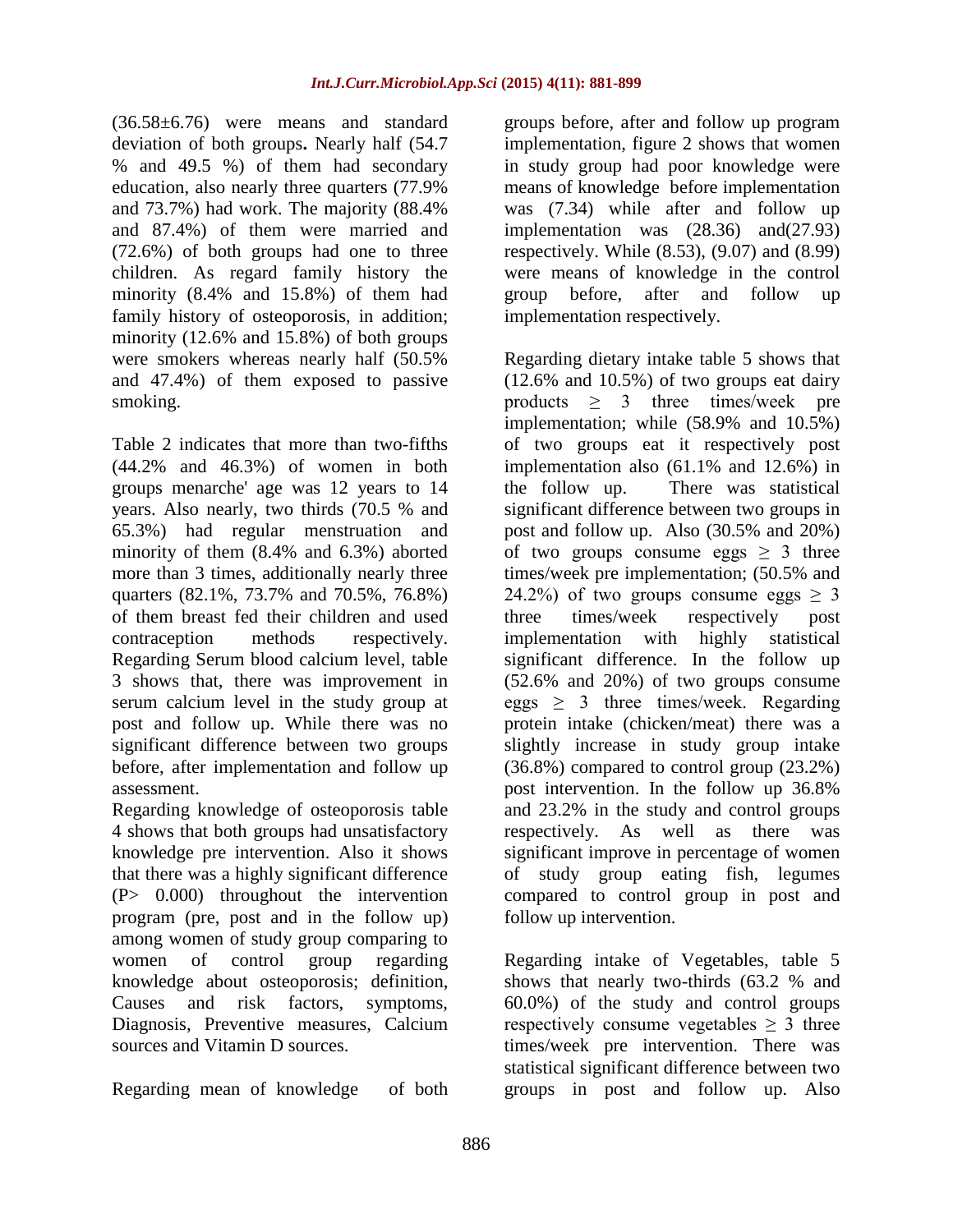(36.58±6.76) were means and standard deviation of both groups**.** Nearly half (54.7 % and 49.5 %) of them had secondary education, also nearly three quarters (77.9% and 73.7%) had work. The majority (88.4% and 87.4%) of them were married and (72.6%) of both groups had one to three children. As regard family history the minority (8.4% and 15.8%) of them had family history of osteoporosis, in addition; minority (12.6% and 15.8%) of both groups were smokers whereas nearly half (50.5% and 47.4%) of them exposed to passive smoking.

Table 2 indicates that more than two-fifths (44.2% and 46.3%) of women in both groups menarche' age was 12 years to 14 years. Also nearly, two thirds (70.5 % and 65.3%) had regular menstruation and minority of them (8.4% and 6.3%) aborted more than 3 times, additionally nearly three quarters (82.1%, 73.7% and 70.5%, 76.8%) of them breast fed their children and used contraception methods respectively. Regarding Serum blood calcium level, table 3 shows that, there was improvement in serum calcium level in the study group at post and follow up. While there was no significant difference between two groups before, after implementation and follow up assessment.

Regarding knowledge of osteoporosis table 4 shows that both groups had unsatisfactory knowledge pre intervention. Also it shows that there was a highly significant difference (P> 0.000) throughout the intervention program (pre, post and in the follow up) among women of study group comparing to women of control group regarding knowledge about osteoporosis; definition, Causes and risk factors, symptoms, Diagnosis, Preventive measures, Calcium sources and Vitamin D sources.

Regarding mean of knowledge of both groups before, after and follow up program implementation, figure 2 shows that women in study group had poor knowledge were means of knowledge before implementation was (7.34) while after and follow up implementation was (28.36) and(27.93) respectively. While (8.53), (9.07) and (8.99) were means of knowledge in the control group before, after and follow up implementation respectively.

Regarding dietary intake table 5 shows that (12.6% and 10.5%) of two groups eat dairy products ≥ 3 three times/week pre implementation; while (58.9% and 10.5%) of two groups eat it respectively post implementation also (61.1% and 12.6%) in the follow up. There was statistical significant difference between two groups in post and follow up. Also (30.5% and 20%) of two groups consume eggs ≥ 3 three times/week pre implementation; (50.5% and 24.2%) of two groups consume eggs ≥ 3 three times/week respectively post implementation with highly statistical significant difference. In the follow up (52.6% and 20%) of two groups consume eggs ≥ 3 three times/week. Regarding protein intake (chicken/meat) there was a slightly increase in study group intake (36.8%) compared to control group (23.2%) post intervention. In the follow up 36.8% and 23.2% in the study and control groups respectively. As well as there was significant improve in percentage of women of study group eating fish, legumes compared to control group in post and follow up intervention.

Regarding intake of Vegetables, table 5 shows that nearly two-thirds (63.2 % and 60.0%) of the study and control groups respectively consume vegetables ≥ 3 three times/week pre intervention. There was statistical significant difference between two groups in post and follow up. Also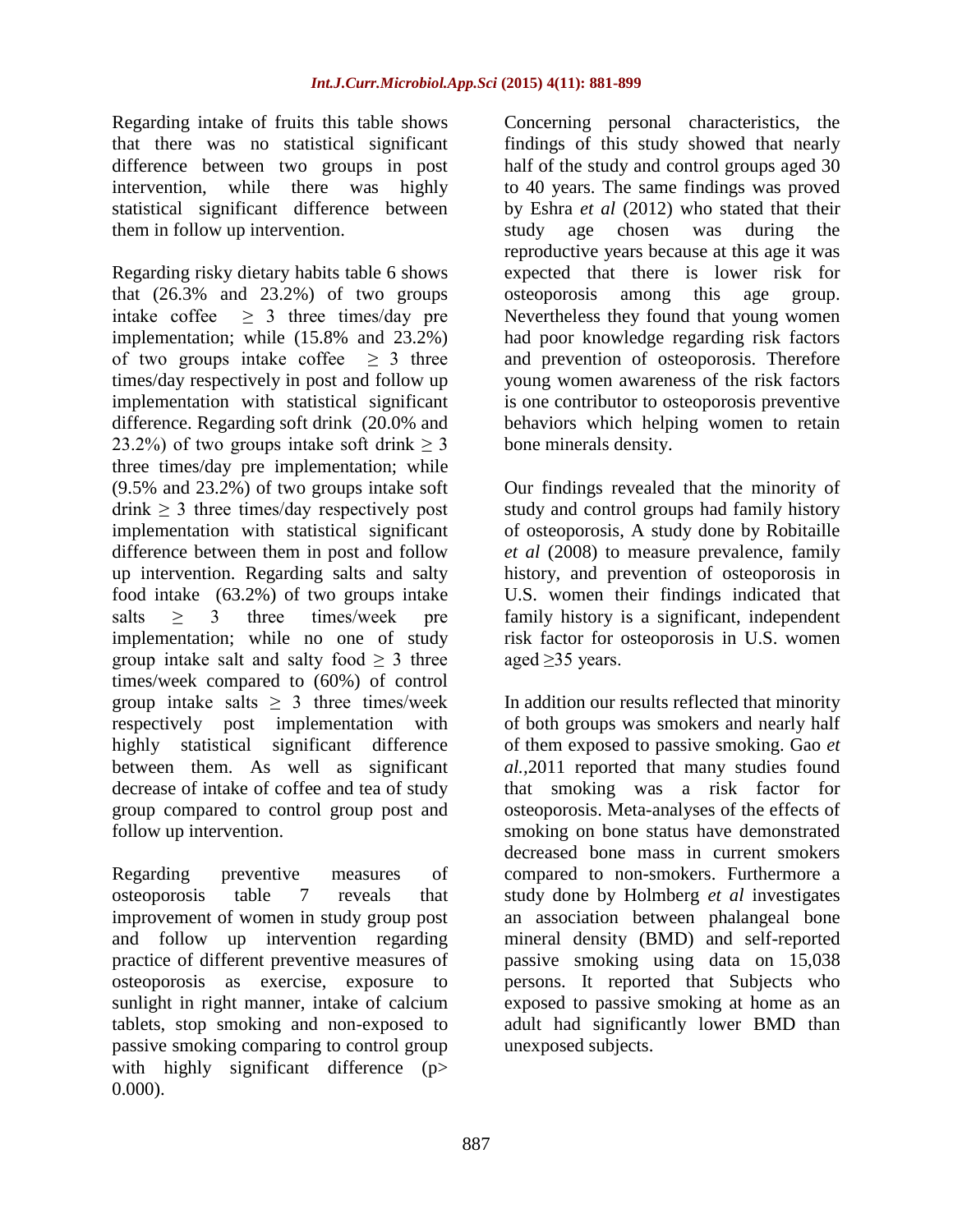Regarding intake of fruits this table shows that there was no statistical significant difference between two groups in post intervention, while there was highly statistical significant difference between them in follow up intervention.

Regarding risky dietary habits table 6 shows that (26.3% and 23.2%) of two groups intake coffee $\geq$ 3 three times/day pre implementation; while (15.8% and 23.2%) of two groups intake coffee $\geq$ 3 three times/day respectively in post and follow up implementation with statistical significant difference. Regarding soft drink (20.0% and 23.2%) of two groups intake soft drink $\geq$ 3 three times/day pre implementation; while (9.5% and 23.2%) of two groups intake soft drink $\geq$ 3 three times/day respectively post implementation with statistical significant difference between them in post and follow up intervention. Regarding salts and salty food intake (63.2%) of two groups intake salts $\geq$ 3 three times/week pre implementation; while no one of study group intake salt and salty food $\geq$ 3 three times/week compared to (60%) of control group intake salts $\geq$ 3 three times/week respectively post implementation with highly statistical significant difference between them. As well as significant decrease of intake of coffee and tea of study group compared to control group post and follow up intervention.

Regarding preventive measures of osteoporosis table 7 reveals that improvement of women in study group post and follow up intervention regarding practice of different preventive measures of osteoporosis as exercise, exposure to sunlight in right manner, intake of calcium tablets, stop smoking and non-exposed to passive smoking comparing to control group with highly significant difference ($p > 0.000$).

Concerning personal characteristics, the findings of this study showed that nearly half of the study and control groups aged 30 to 40 years. The same findings was proved by Eshra *et al* (2012) who stated that their study age chosen was during the reproductive years because at this age it was expected that there is lower risk for osteoporosis among this age group. Nevertheless they found that young women had poor knowledge regarding risk factors and prevention of osteoporosis. Therefore young women awareness of the risk factors is one contributor to osteoporosis preventive behaviors which helping women to retain bone minerals density.

Our findings revealed that the minority of study and control groups had family history of osteoporosis, A study done by Robitaille *et al* (2008) to measure prevalence, family history, and prevention of osteoporosis in U.S. women their findings indicated that family history is a significant, independent risk factor for osteoporosis in U.S. women aged $\geq$35 years.

In addition our results reflected that minority of both groups was smokers and nearly half of them exposed to passive smoking. Gao *et al.,*2011 reported that many studies found that smoking was a risk factor for osteoporosis. Meta-analyses of the effects of smoking on bone status have demonstrated decreased bone mass in current smokers compared to non-smokers. Furthermore a study done by Holmberg *et al* investigates an association between phalangeal bone mineral density (BMD) and self-reported passive smoking using data on 15,038 persons. It reported that Subjects who exposed to passive smoking at home as an adult had significantly lower BMD than unexposed subjects.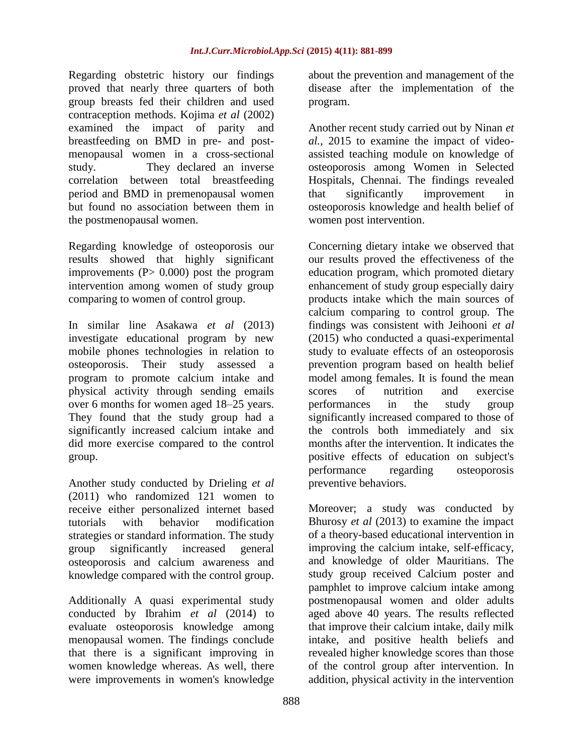Regarding obstetric history our findings proved that nearly three quarters of both group breasts fed their children and used contraception methods. Kojima *et al* (2002) examined the impact of parity and breastfeeding on BMD in pre- and post-menopausal women in a cross-sectional study. They declared an inverse correlation between total breastfeeding period and BMD in premenopausal women but found no association between them in the postmenopausal women.

Regarding knowledge of osteoporosis our results showed that highly significant improvements ($P > 0.000$) post the program intervention among women of study group comparing to women of control group.

In similar line Asakawa *et al* (2013) investigate educational program by new mobile phones technologies in relation to osteoporosis. Their study assessed a program to promote calcium intake and physical activity through sending emails over 6 months for women aged 18–25 years. They found that the study group had a significantly increased calcium intake and did more exercise compared to the control group.

Another study conducted by Drieling *et al* (2011) who randomized 121 women to receive either personalized internet based tutorials with behavior modification strategies or standard information. The study group significantly increased general osteoporosis and calcium awareness and knowledge compared with the control group.

Additionally A quasi experimental study conducted by Ibrahim *et al* (2014) to evaluate osteoporosis knowledge among menopausal women. The findings conclude that there is a significant improving in women knowledge whereas. As well, there were improvements in women's knowledge about the prevention and management of the disease after the implementation of the program.

Another recent study carried out by Ninan *et al.*, 2015 to examine the impact of video-assisted teaching module on knowledge of osteoporosis among Women in Selected Hospitals, Chennai. The findings revealed that significantly improvement in osteoporosis knowledge and health belief of women post intervention.

Concerning dietary intake we observed that our results proved the effectiveness of the education program, which promoted dietary enhancement of study group especially dairy products intake which the main sources of calcium comparing to control group. The findings was consistent with Jeihooni *et al* (2015) who conducted a quasi-experimental study to evaluate effects of an osteoporosis prevention program based on health belief model among females. It is found the mean scores of nutrition and exercise performances in the study group significantly increased compared to those of the controls both immediately and six months after the intervention. It indicates the positive effects of education on subject's performance regarding osteoporosis preventive behaviors.

Moreover; a study was conducted by Bhurosy *et al* (2013) to examine the impact of a theory-based educational intervention in improving the calcium intake, self-efficacy, and knowledge of older Mauritians. The study group received Calcium poster and pamphlet to improve calcium intake among postmenopausal women and older adults aged above 40 years. The results reflected that improve their calcium intake, daily milk intake, and positive health beliefs and revealed higher knowledge scores than those of the control group after intervention. In addition, physical activity in the intervention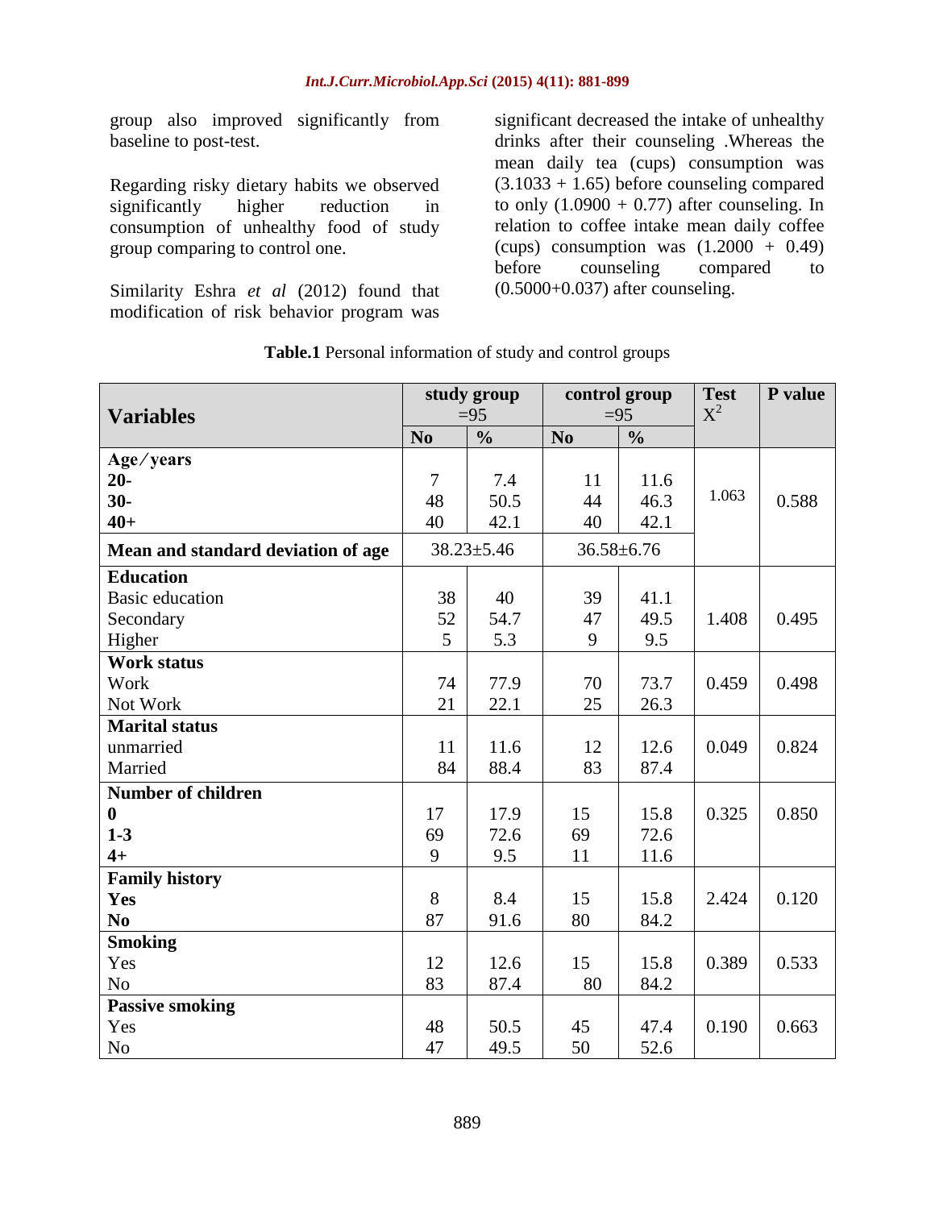group also improved significantly from baseline to post-test.

Regarding risky dietary habits we observed significantly higher reduction in consumption of unhealthy food of study group comparing to control one.

Similarity Eshra *et al* (2012) found that modification of risk behavior program was significant decreased the intake of unhealthy drinks after their counseling .Whereas the mean daily tea (cups) consumption was (3.1033 + 1.65) before counseling compared to only (1.0900 + 0.77) after counseling. In relation to coffee intake mean daily coffee (cups) consumption was (1.2000 + 0.49) before counseling compared to (0.5000+0.037) after counseling.

**Table.1** Personal information of study and control groups

| Variables | study group =95 | | control group =95 | | Test $X^2$ | P value |
|---|---|---|---|---|---|---|
| | No | % | No | % | | |
| **Age/years** | | | | | | |
| **20-** | 7 | 7.4 | 11 | 11.6 | 1.063 | 0.588 |
| **30-** | 48 | 50.5 | 44 | 46.3 | | |
| **40+** | 40 | 42.1 | 40 | 42.1 | | |
| **Mean and standard deviation of age** | 38.23±5.46 | | 36.58±6.76 | | | |
| **Education** | | | | | | |
| Basic education | 38 | 40 | 39 | 41.1 | 1.408 | 0.495 |
| Secondary | 52 | 54.7 | 47 | 49.5 | | |
| Higher | 5 | 5.3 | 9 | 9.5 | | |
| **Work status** | | | | | | |
| Work | 74 | 77.9 | 70 | 73.7 | 0.459 | 0.498 |
| Not Work | 21 | 22.1 | 25 | 26.3 | | |
| **Marital status** | | | | | | |
| unmarried | 11 | 11.6 | 12 | 12.6 | 0.049 | 0.824 |
| Married | 84 | 88.4 | 83 | 87.4 | | |
| **Number of children** | | | | | | |
| **0** | 17 | 17.9 | 15 | 15.8 | 0.325 | 0.850 |
| **1-3** | 69 | 72.6 | 69 | 72.6 | | |
| **4+** | 9 | 9.5 | 11 | 11.6 | | |
| **Family history** | | | | | | |
| **Yes** | 8 | 8.4 | 15 | 15.8 | 2.424 | 0.120 |
| **No** | 87 | 91.6 | 80 | 84.2 | | |
| **Smoking** | | | | | | |
| Yes | 12 | 12.6 | 15 | 15.8 | 0.389 | 0.533 |
| No | 83 | 87.4 | 80 | 84.2 | | |
| **Passive smoking** | | | | | | |
| Yes | 48 | 50.5 | 45 | 47.4 | 0.190 | 0.663 |
| No | 47 | 49.5 | 50 | 52.6 | | |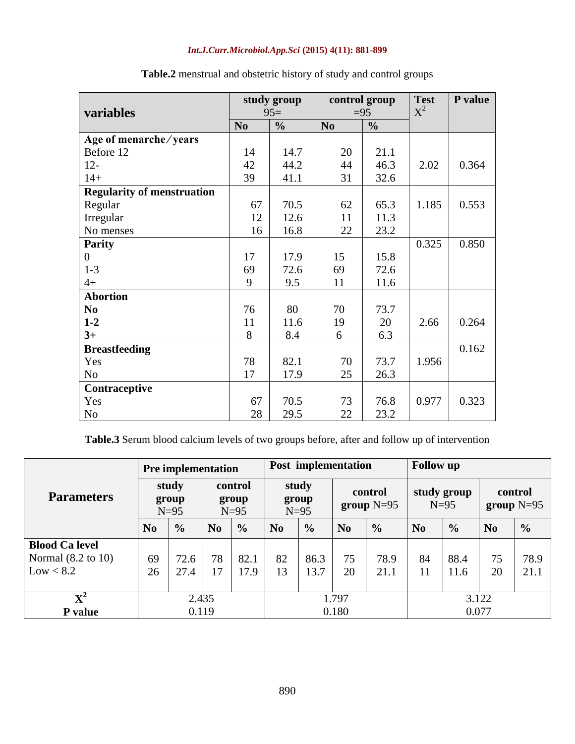**Table.2** menstrual and obstetric history of study and control groups

| variables | study group 95= | | control group =95 | | Test $X^2$ | P value |
|---|---|---|---|---|---|---|
| | No | % | No | % | | |
| **Age of menarche/years** | | | | | | |
| Before 12 | 14 | 14.7 | 20 | 21.1 | | |
| 12- | 42 | 44.2 | 44 | 46.3 | 2.02 | 0.364 |
| 14+ | 39 | 41.1 | 31 | 32.6 | | |
| **Regularity of menstruation** | | | | | | |
| Regular | 67 | 70.5 | 62 | 65.3 | 1.185 | 0.553 |
| Irregular | 12 | 12.6 | 11 | 11.3 | | |
| No menses | 16 | 16.8 | 22 | 23.2 | | |
| **Parity** | | | | | 0.325 | 0.850 |
| 0 | 17 | 17.9 | 15 | 15.8 | | |
| 1-3 | 69 | 72.6 | 69 | 72.6 | | |
| 4+ | 9 | 9.5 | 11 | 11.6 | | |
| **Abortion** | | | | | | |
| **No** | 76 | 80 | 70 | 73.7 | | |
| **1-2** | 11 | 11.6 | 19 | 20 | 2.66 | 0.264 |
| **3+** | 8 | 8.4 | 6 | 6.3 | | |
| **Breastfeeding** | | | | | | 0.162 |
| Yes | 78 | 82.1 | 70 | 73.7 | 1.956 | |
| No | 17 | 17.9 | 25 | 26.3 | | |
| **Contraceptive** | | | | | | |
| Yes | 67 | 70.5 | 73 | 76.8 | 0.977 | 0.323 |
| No | 28 | 29.5 | 22 | 23.2 | | |

**Table.3** Serum blood calcium levels of two groups before, after and follow up of intervention

| Parameters | Pre implementation | | | | Post implementation | | | | Follow up | | | |
|---|---|---|---|---|---|---|---|---|---|---|---|---|
| | study group N=95 | | control group N=95 | | study group N=95 | | control group N=95 | | study group N=95 | | control group N=95 | |
| | No | % | No | % | No | % | No | % | No | % | No | % |
| **Blood Ca level** | | | | | | | | | | | | |
| Normal (8.2 to 10) | 69 | 72.6 | 78 | 82.1 | 82 | 86.3 | 75 | 78.9 | 84 | 88.4 | 75 | 78.9 |
| Low < 8.2 | 26 | 27.4 | 17 | 17.9 | 13 | 13.7 | 20 | 21.1 | 11 | 11.6 | 20 | 21.1 |
| $X^2$ | 2.435 | | | | 1.797 | | | | 3.122 | | | |
| P value | 0.119 | | | | 0.180 | | | | 0.077 | | | |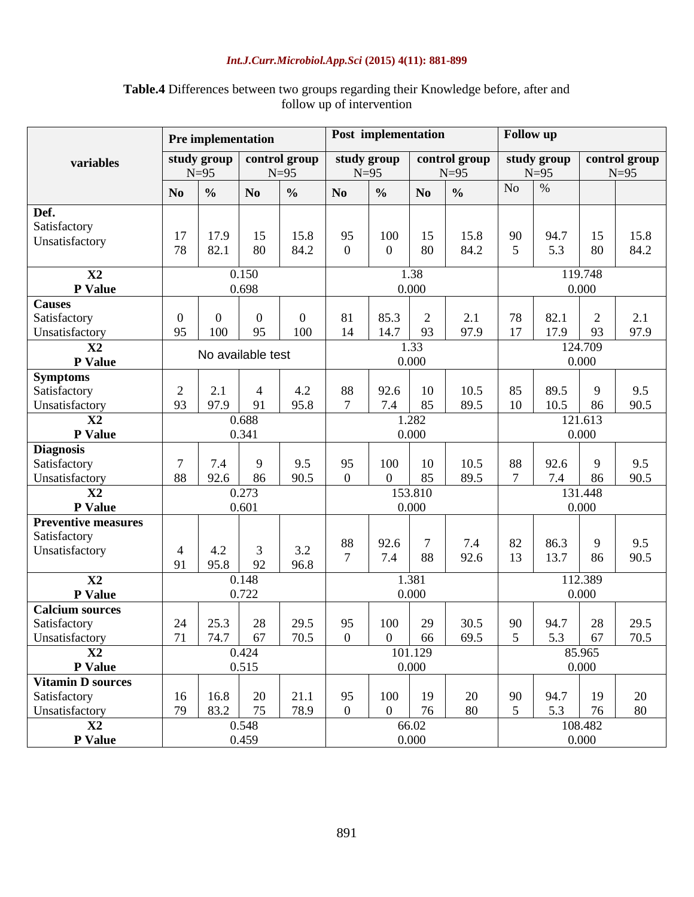**Table.4** Differences between two groups regarding their Knowledge before, after and follow up of intervention

| variables | Pre implementation | | | | Post implementation | | | | Follow up | | | |
|---|---|---|---|---|---|---|---|---|---|---|---|---|
| | study group N=95 | | control group N=95 | | study group N=95 | | control group N=95 | | study group N=95 | | control group N=95 | |
| | No | % | No | % | No | % | No | % | No | % | | |
| **Def.** | | | | | | | | | | | | |
| Satisfactory | 17 | 17.9 | 15 | 15.8 | 95 | 100 | 15 | 15.8 | 90 | 94.7 | 15 | 15.8 |
| Unsatisfactory | 78 | 82.1 | 80 | 84.2 | 0 | 0 | 80 | 84.2 | 5 | 5.3 | 80 | 84.2 |
| **X2** | 0.150 | | | | 1.38 | | | | 119.748 | | | |
| **P Value** | 0.698 | | | | 0.000 | | | | 0.000 | | | |
| **Causes** | | | | | | | | | | | | |
| Satisfactory | 0 | 0 | 0 | 0 | 81 | 85.3 | 2 | 2.1 | 78 | 82.1 | 2 | 2.1 |
| Unsatisfactory | 95 | 100 | 95 | 100 | 14 | 14.7 | 93 | 97.9 | 17 | 17.9 | 93 | 97.9 |
| **X2** | No available test | | | | 1.33 | | | | 124.709 | | | |
| **P Value** | | | | | 0.000 | | | | 0.000 | | | |
| **Symptoms** | | | | | | | | | | | | |
| Satisfactory | 2 | 2.1 | 4 | 4.2 | 88 | 92.6 | 10 | 10.5 | 85 | 89.5 | 9 | 9.5 |
| Unsatisfactory | 93 | 97.9 | 91 | 95.8 | 7 | 7.4 | 85 | 89.5 | 10 | 10.5 | 86 | 90.5 |
| **X2** | 0.688 | | | | 1.282 | | | | 121.613 | | | |
| **P Value** | 0.341 | | | | 0.000 | | | | 0.000 | | | |
| **Diagnosis** | | | | | | | | | | | | |
| Satisfactory | 7 | 7.4 | 9 | 9.5 | 95 | 100 | 10 | 10.5 | 88 | 92.6 | 9 | 9.5 |
| Unsatisfactory | 88 | 92.6 | 86 | 90.5 | 0 | 0 | 85 | 89.5 | 7 | 7.4 | 86 | 90.5 |
| **X2** | 0.273 | | | | 153.810 | | | | 131.448 | | | |
| **P Value** | 0.601 | | | | 0.000 | | | | 0.000 | | | |
| **Preventive measures** | | | | | | | | | | | | |
| Satisfactory | 4 | 4.2 | 3 | 3.2 | 88 | 92.6 | 7 | 7.4 | 82 | 86.3 | 9 | 9.5 |
| Unsatisfactory | 91 | 95.8 | 92 | 96.8 | 7 | 7.4 | 88 | 92.6 | 13 | 13.7 | 86 | 90.5 |
| **X2** | 0.148 | | | | 1.381 | | | | 112.389 | | | |
| **P Value** | 0.722 | | | | 0.000 | | | | 0.000 | | | |
| **Calcium sources** | | | | | | | | | | | | |
| Satisfactory | 24 | 25.3 | 28 | 29.5 | 95 | 100 | 29 | 30.5 | 90 | 94.7 | 28 | 29.5 |
| Unsatisfactory | 71 | 74.7 | 67 | 70.5 | 0 | 0 | 66 | 69.5 | 5 | 5.3 | 67 | 70.5 |
| **X2** | 0.424 | | | | 101.129 | | | | 85.965 | | | |
| **P Value** | 0.515 | | | | 0.000 | | | | 0.000 | | | |
| **Vitamin D sources** | | | | | | | | | | | | |
| Satisfactory | 16 | 16.8 | 20 | 21.1 | 95 | 100 | 19 | 20 | 90 | 94.7 | 19 | 20 |
| Unsatisfactory | 79 | 83.2 | 75 | 78.9 | 0 | 0 | 76 | 80 | 5 | 5.3 | 76 | 80 |
| **X2** | 0.548 | | | | 66.02 | | | | 108.482 | | | |
| **P Value** | 0.459 | | | | 0.000 | | | | 0.000 | | | |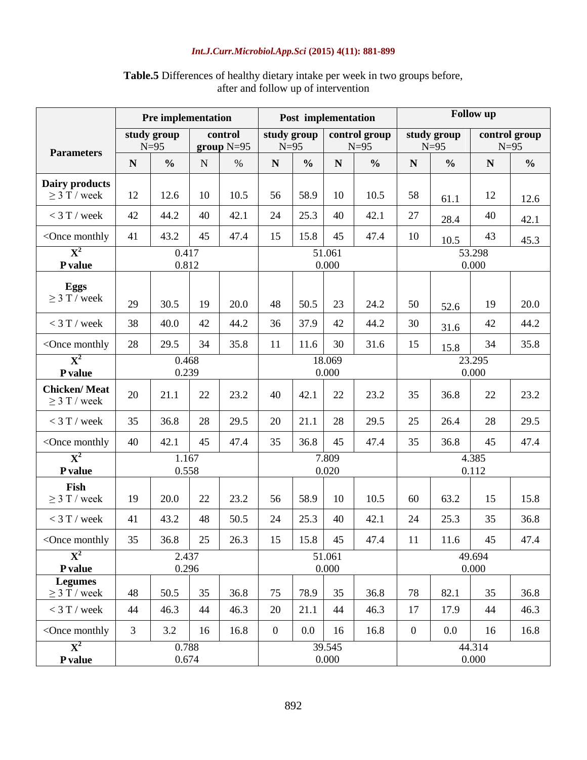**Table.5** Differences of healthy dietary intake per week in two groups before, after and follow up of intervention

| Parameters | Pre implementation | | | | Post implementation | | | | Follow up | | | |
|---|---|---|---|---|---|---|---|---|---|---|---|---|
| | study group N=95 | | control group N=95 | | study group N=95 | | control group N=95 | | study group N=95 | | control group N=95 | |
| | N | % | N | % | N | % | N | % | N | % | N | % |
| **Dairy products** ≥ 3 T / week | 12 | 12.6 | 10 | 10.5 | 56 | 58.9 | 10 | 10.5 | 58 | 61.1 | 12 | 12.6 |
| < 3 T / week | 42 | 44.2 | 40 | 42.1 | 24 | 25.3 | 40 | 42.1 | 27 | 28.4 | 40 | 42.1 |
| <Once monthly | 41 | 43.2 | 45 | 47.4 | 15 | 15.8 | 45 | 47.4 | 10 | 10.5 | 43 | 45.3 |
| **$X^2$** **P value** | 0.417 0.812 | | | | 51.061 0.000 | | | | 53.298 0.000 | | | |
| **Eggs** ≥ 3 T / week | 29 | 30.5 | 19 | 20.0 | 48 | 50.5 | 23 | 24.2 | 50 | 52.6 | 19 | 20.0 |
| < 3 T / week | 38 | 40.0 | 42 | 44.2 | 36 | 37.9 | 42 | 44.2 | 30 | 31.6 | 42 | 44.2 |
| <Once monthly | 28 | 29.5 | 34 | 35.8 | 11 | 11.6 | 30 | 31.6 | 15 | 15.8 | 34 | 35.8 |
| **$X^2$** **P value** | 0.468 0.239 | | | | 18.069 0.000 | | | | 23.295 0.000 | | | |
| **Chicken/ Meat** ≥ 3 T / week | 20 | 21.1 | 22 | 23.2 | 40 | 42.1 | 22 | 23.2 | 35 | 36.8 | 22 | 23.2 |
| < 3 T / week | 35 | 36.8 | 28 | 29.5 | 20 | 21.1 | 28 | 29.5 | 25 | 26.4 | 28 | 29.5 |
| <Once monthly | 40 | 42.1 | 45 | 47.4 | 35 | 36.8 | 45 | 47.4 | 35 | 36.8 | 45 | 47.4 |
| **$X^2$** **P value** | 1.167 0.558 | | | | 7.809 0.020 | | | | 4.385 0.112 | | | |
| **Fish** ≥ 3 T / week | 19 | 20.0 | 22 | 23.2 | 56 | 58.9 | 10 | 10.5 | 60 | 63.2 | 15 | 15.8 |
| < 3 T / week | 41 | 43.2 | 48 | 50.5 | 24 | 25.3 | 40 | 42.1 | 24 | 25.3 | 35 | 36.8 |
| <Once monthly | 35 | 36.8 | 25 | 26.3 | 15 | 15.8 | 45 | 47.4 | 11 | 11.6 | 45 | 47.4 |
| **$X^2$** **P value** | 2.437 0.296 | | | | 51.061 0.000 | | | | 49.694 0.000 | | | |
| **Legumes** ≥ 3 T / week | 48 | 50.5 | 35 | 36.8 | 75 | 78.9 | 35 | 36.8 | 78 | 82.1 | 35 | 36.8 |
| < 3 T / week | 44 | 46.3 | 44 | 46.3 | 20 | 21.1 | 44 | 46.3 | 17 | 17.9 | 44 | 46.3 |
| <Once monthly | 3 | 3.2 | 16 | 16.8 | 0 | 0.0 | 16 | 16.8 | 0 | 0.0 | 16 | 16.8 |
| **$X^2$** **P value** | 0.788 0.674 | | | | 39.545 0.000 | | | | 44.314 0.000 | | | |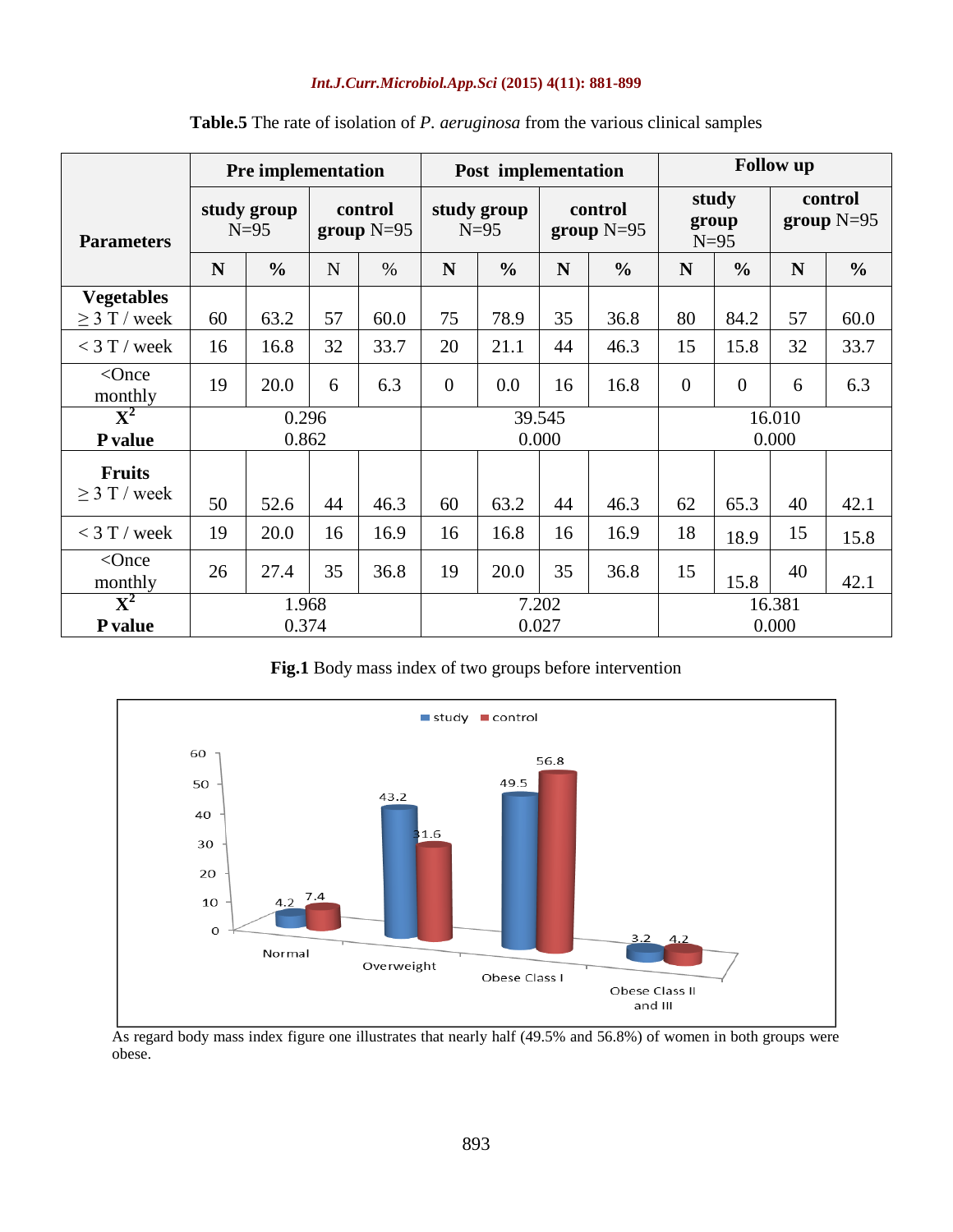**Table.5** The rate of isolation of *P. aeruginosa* from the various clinical samples

| Parameters | Pre implementation | | | | Post implementation | | | | Follow up | | | |
|---|---|---|---|---|---|---|---|---|---|---|---|---|
| | study group N=95 | | control group N=95 | | study group N=95 | | control group N=95 | | study group N=95 | | control group N=95 | |
| | N | % | N | % | N | % | N | % | N | % | N | % |
| **Vegetables** ≥ 3 T / week | 60 | 63.2 | 57 | 60.0 | 75 | 78.9 | 35 | 36.8 | 80 | 84.2 | 57 | 60.0 |
| < 3 T / week | 16 | 16.8 | 32 | 33.7 | 20 | 21.1 | 44 | 46.3 | 15 | 15.8 | 32 | 33.7 |
| <Once monthly | 19 | 20.0 | 6 | 6.3 | 0 | 0.0 | 16 | 16.8 | 0 | 0 | 6 | 6.3 |
| $X^2$ **P value** | 0.296 0.862 | | | | 39.545 0.000 | | | | 16.010 0.000 | | | |
| **Fruits** ≥ 3 T / week | 50 | 52.6 | 44 | 46.3 | 60 | 63.2 | 44 | 46.3 | 62 | 65.3 | 40 | 42.1 |
| < 3 T / week | 19 | 20.0 | 16 | 16.9 | 16 | 16.8 | 16 | 16.9 | 18 | 18.9 | 15 | 15.8 |
| <Once monthly | 26 | 27.4 | 35 | 36.8 | 19 | 20.0 | 35 | 36.8 | 15 | 15.8 | 40 | 42.1 |
| $X^2$ **P value** | 1.968 0.374 | | | | 7.202 0.027 | | | | 16.381 0.000 | | | |

**Fig.1** Body mass index of two groups before intervention

As regard body mass index figure one illustrates that nearly half (49.5% and 56.8%) of women in both groups were obese.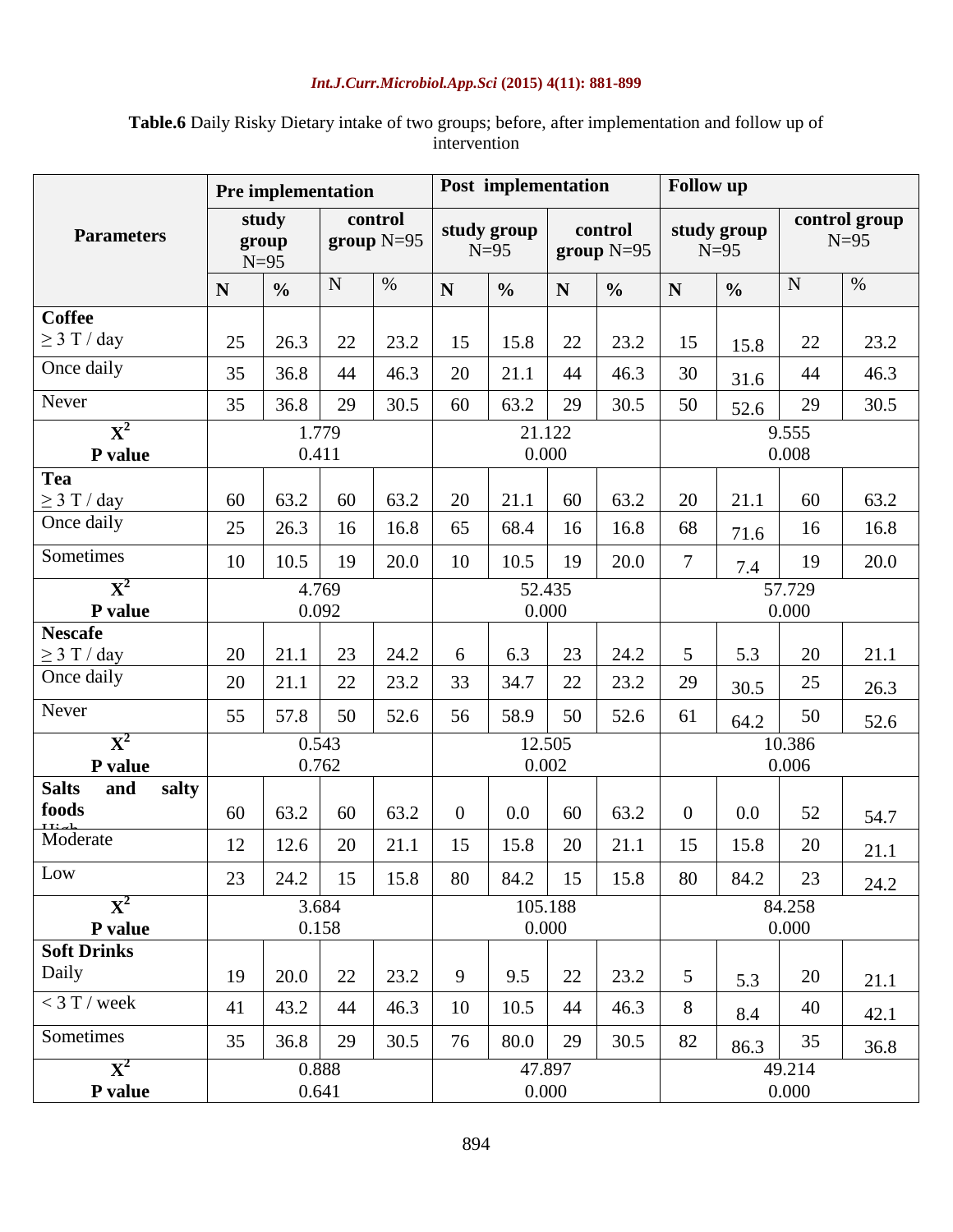**Table.6** Daily Risky Dietary intake of two groups; before, after implementation and follow up of intervention

| Parameters | Pre implementation | | | | Post implementation | | | | Follow up | | | |
|---|---|---|---|---|---|---|---|---|---|---|---|---|
| | study group N=95 | | control group N=95 | | study group N=95 | | control group N=95 | | study group N=95 | | control group N=95 | |
| | N | % | N | % | N | % | N | % | N | % | N | % |
| **Coffee** ≥ 3 T / day | 25 | 26.3 | 22 | 23.2 | 15 | 15.8 | 22 | 23.2 | 15 | 15.8 | 22 | 23.2 |
| Once daily | 35 | 36.8 | 44 | 46.3 | 20 | 21.1 | 44 | 46.3 | 30 | 31.6 | 44 | 46.3 |
| Never | 35 | 36.8 | 29 | 30.5 | 60 | 63.2 | 29 | 30.5 | 50 | 52.6 | 29 | 30.5 |
| $X^2$ | 1.779 | | | | 21.122 | | | | 9.555 | | | |
| **P value** | 0.411 | | | | 0.000 | | | | 0.008 | | | |
| **Tea** ≥ 3 T / day | 60 | 63.2 | 60 | 63.2 | 20 | 21.1 | 60 | 63.2 | 20 | 21.1 | 60 | 63.2 |
| Once daily | 25 | 26.3 | 16 | 16.8 | 65 | 68.4 | 16 | 16.8 | 68 | 71.6 | 16 | 16.8 |
| Sometimes | 10 | 10.5 | 19 | 20.0 | 10 | 10.5 | 19 | 20.0 | 7 | 7.4 | 19 | 20.0 |
| $X^2$ | 4.769 | | | | 52.435 | | | | 57.729 | | | |
| **P value** | 0.092 | | | | 0.000 | | | | 0.000 | | | |
| **Nescafe** ≥ 3 T / day | 20 | 21.1 | 23 | 24.2 | 6 | 6.3 | 23 | 24.2 | 5 | 5.3 | 20 | 21.1 |
| Once daily | 20 | 21.1 | 22 | 23.2 | 33 | 34.7 | 22 | 23.2 | 29 | 30.5 | 25 | 26.3 |
| Never | 55 | 57.8 | 50 | 52.6 | 56 | 58.9 | 50 | 52.6 | 61 | 64.2 | 50 | 52.6 |
| $X^2$ | 0.543 | | | | 12.505 | | | | 10.386 | | | |
| **P value** | 0.762 | | | | 0.002 | | | | 0.006 | | | |
| **Salts and salty foods** High | 60 | 63.2 | 60 | 63.2 | 0 | 0.0 | 60 | 63.2 | 0 | 0.0 | 52 | 54.7 |
| Moderate | 12 | 12.6 | 20 | 21.1 | 15 | 15.8 | 20 | 21.1 | 15 | 15.8 | 20 | 21.1 |
| Low | 23 | 24.2 | 15 | 15.8 | 80 | 84.2 | 15 | 15.8 | 80 | 84.2 | 23 | 24.2 |
| $X^2$ | 3.684 | | | | 105.188 | | | | 84.258 | | | |
| **P value** | 0.158 | | | | 0.000 | | | | 0.000 | | | |
| **Soft Drinks** Daily | 19 | 20.0 | 22 | 23.2 | 9 | 9.5 | 22 | 23.2 | 5 | 5.3 | 20 | 21.1 |
| < 3 T / week | 41 | 43.2 | 44 | 46.3 | 10 | 10.5 | 44 | 46.3 | 8 | 8.4 | 40 | 42.1 |
| Sometimes | 35 | 36.8 | 29 | 30.5 | 76 | 80.0 | 29 | 30.5 | 82 | 86.3 | 35 | 36.8 |
| $X^2$ | 0.888 | | | | 47.897 | | | | 49.214 | | | |
| **P value** | 0.641 | | | | 0.000 | | | | 0.000 | | | |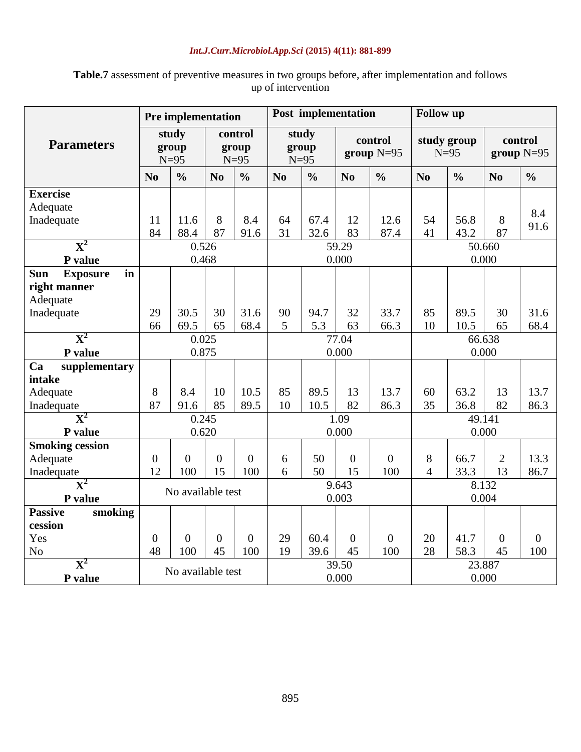**Table.7** assessment of preventive measures in two groups before, after implementation and follows up of intervention

| Parameters | Pre implementation | | | | Post implementation | | | | Follow up | | | |
|---|---|---|---|---|---|---|---|---|---|---|---|---|
| | study group N=95 | | control group N=95 | | study group N=95 | | control group N=95 | | study group N=95 | | control group N=95 | |
| | No | % | No | % | No | % | No | % | No | % | No | % |
| **Exercise** | | | | | | | | | | | | |
| Adequate | 11 | 11.6 | 8 | 8.4 | 64 | 67.4 | 12 | 12.6 | 54 | 56.8 | 8 | 8.4 |
| Inadequate | 84 | 88.4 | 87 | 91.6 | 31 | 32.6 | 83 | 87.4 | 41 | 43.2 | 87 | 91.6 |
| $X^2$ | 0.526 | | | | 59.29 | | | | 50.660 | | | |
| P value | 0.468 | | | | 0.000 | | | | 0.000 | | | |
| **Sun Exposure in right manner** | | | | | | | | | | | | |
| Adequate | 29 | 30.5 | 30 | 31.6 | 90 | 94.7 | 32 | 33.7 | 85 | 89.5 | 30 | 31.6 |
| Inadequate | 66 | 69.5 | 65 | 68.4 | 5 | 5.3 | 63 | 66.3 | 10 | 10.5 | 65 | 68.4 |
| $X^2$ | 0.025 | | | | 77.04 | | | | 66.638 | | | |
| P value | 0.875 | | | | 0.000 | | | | 0.000 | | | |
| **Ca supplementary intake** | | | | | | | | | | | | |
| Adequate | 8 | 8.4 | 10 | 10.5 | 85 | 89.5 | 13 | 13.7 | 60 | 63.2 | 13 | 13.7 |
| Inadequate | 87 | 91.6 | 85 | 89.5 | 10 | 10.5 | 82 | 86.3 | 35 | 36.8 | 82 | 86.3 |
| $X^2$ | 0.245 | | | | 1.09 | | | | 49.141 | | | |
| P value | 0.620 | | | | 0.000 | | | | 0.000 | | | |
| **Smoking cession** | | | | | | | | | | | | |
| Adequate | 0 | 0 | 0 | 0 | 6 | 50 | 0 | 0 | 8 | 66.7 | 2 | 13.3 |
| Inadequate | 12 | 100 | 15 | 100 | 6 | 50 | 15 | 100 | 4 | 33.3 | 13 | 86.7 |
| $X^2$ | No available test | | | | 9.643 | | | | 8.132 | | | |
| P value | | | | | 0.003 | | | | 0.004 | | | |
| **Passive smoking cession** | | | | | | | | | | | | |
| Yes | 0 | 0 | 0 | 0 | 29 | 60.4 | 0 | 0 | 20 | 41.7 | 0 | 0 |
| No | 48 | 100 | 45 | 100 | 19 | 39.6 | 45 | 100 | 28 | 58.3 | 45 | 100 |
| $X^2$ | No available test | | | | 39.50 | | | | 23.887 | | | |
| P value | | | | | 0.000 | | | | 0.000 | | | |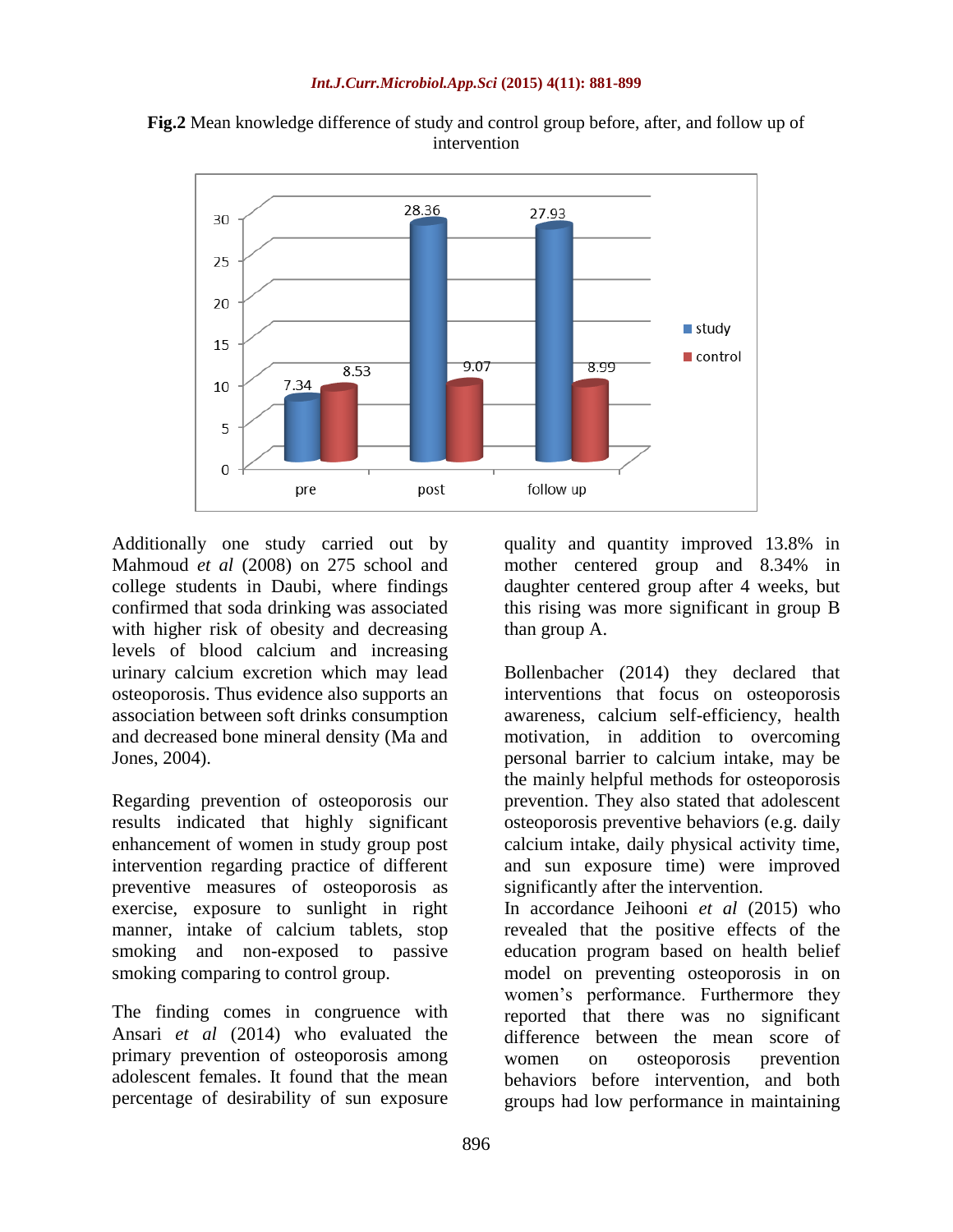**Fig.2** Mean knowledge difference of study and control group before, after, and follow up of intervention

Additionally one study carried out by Mahmoud *et al* (2008) on 275 school and college students in Daubi, where findings confirmed that soda drinking was associated with higher risk of obesity and decreasing levels of blood calcium and increasing urinary calcium excretion which may lead osteoporosis. Thus evidence also supports an association between soft drinks consumption and decreased bone mineral density (Ma and Jones, 2004).

Regarding prevention of osteoporosis our results indicated that highly significant enhancement of women in study group post intervention regarding practice of different preventive measures of osteoporosis as exercise, exposure to sunlight in right manner, intake of calcium tablets, stop smoking and non-exposed to passive smoking comparing to control group.

The finding comes in congruence with Ansari *et al* (2014) who evaluated the primary prevention of osteoporosis among adolescent females. It found that the mean percentage of desirability of sun exposure quality and quantity improved 13.8% in mother centered group and 8.34% in daughter centered group after 4 weeks, but this rising was more significant in group B than group A.

Bollenbacher (2014) they declared that interventions that focus on osteoporosis awareness, calcium self-efficiency, health motivation, in addition to overcoming personal barrier to calcium intake, may be the mainly helpful methods for osteoporosis prevention. They also stated that adolescent osteoporosis preventive behaviors (e.g. daily calcium intake, daily physical activity time, and sun exposure time) were improved significantly after the intervention.

In accordance Jeihooni *et al* (2015) who revealed that the positive effects of the education program based on health belief model on preventing osteoporosis in on women's performance. Furthermore they reported that there was no significant difference between the mean score of women on osteoporosis prevention behaviors before intervention, and both groups had low performance in maintaining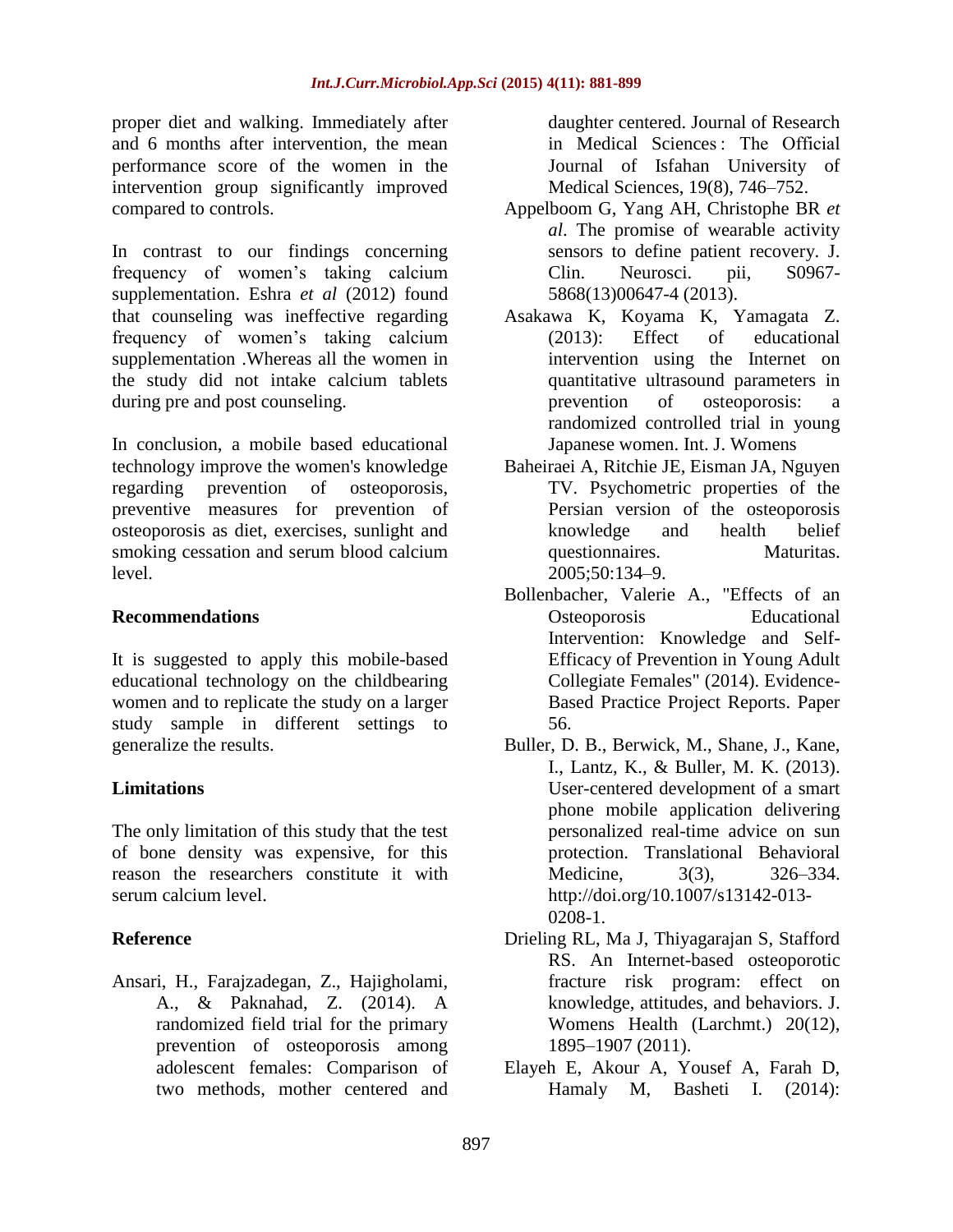proper diet and walking. Immediately after and 6 months after intervention, the mean performance score of the women in the intervention group significantly improved compared to controls.

In contrast to our findings concerning frequency of women's taking calcium supplementation. Eshra *et al* (2012) found that counseling was ineffective regarding frequency of women's taking calcium supplementation .Whereas all the women in the study did not intake calcium tablets during pre and post counseling.

In conclusion, a mobile based educational technology improve the women's knowledge regarding prevention of osteoporosis, preventive measures for prevention of osteoporosis as diet, exercises, sunlight and smoking cessation and serum blood calcium level.

## Recommendations

It is suggested to apply this mobile-based educational technology on the childbearing women and to replicate the study on a larger study sample in different settings to generalize the results.

## Limitations

The only limitation of this study that the test of bone density was expensive, for this reason the researchers constitute it with serum calcium level.

## Reference

Ansari, H., Farajzadegan, Z., Hajigholami, A., & Paknahad, Z. (2014). A randomized field trial for the primary prevention of osteoporosis among adolescent females: Comparison of two methods, mother centered and daughter centered. Journal of Research in Medical Sciences : The Official Journal of Isfahan University of Medical Sciences, 19(8), 746–752.

Appelboom G, Yang AH, Christophe BR *et al*. The promise of wearable activity sensors to define patient recovery. J. Clin. Neurosci. pii, S0967-5868(13)00647-4 (2013).

Asakawa K, Koyama K, Yamagata Z. (2013): Effect of educational intervention using the Internet on quantitative ultrasound parameters in prevention of osteoporosis: a randomized controlled trial in young Japanese women. Int. J. Womens

Baheiraei A, Ritchie JE, Eisman JA, Nguyen TV. Psychometric properties of the Persian version of the osteoporosis knowledge and health belief questionnaires. Maturitas. 2005;50:134–9.

Bollenbacher, Valerie A., "Effects of an Osteoporosis Educational Intervention: Knowledge and Self-Efficacy of Prevention in Young Adult Collegiate Females" (2014). Evidence-Based Practice Project Reports. Paper 56.

Buller, D. B., Berwick, M., Shane, J., Kane, I., Lantz, K., & Buller, M. K. (2013). User-centered development of a smart phone mobile application delivering personalized real-time advice on sun protection. Translational Behavioral Medicine, 3(3), 326–334. http://doi.org/10.1007/s13142-013-0208-1.

Drieling RL, Ma J, Thiyagarajan S, Stafford RS. An Internet-based osteoporotic fracture risk program: effect on knowledge, attitudes, and behaviors. J. Womens Health (Larchmt.) 20(12), 1895–1907 (2011).

Elayeh E, Akour A, Yousef A, Farah D, Hamaly M, Basheti I. (2014):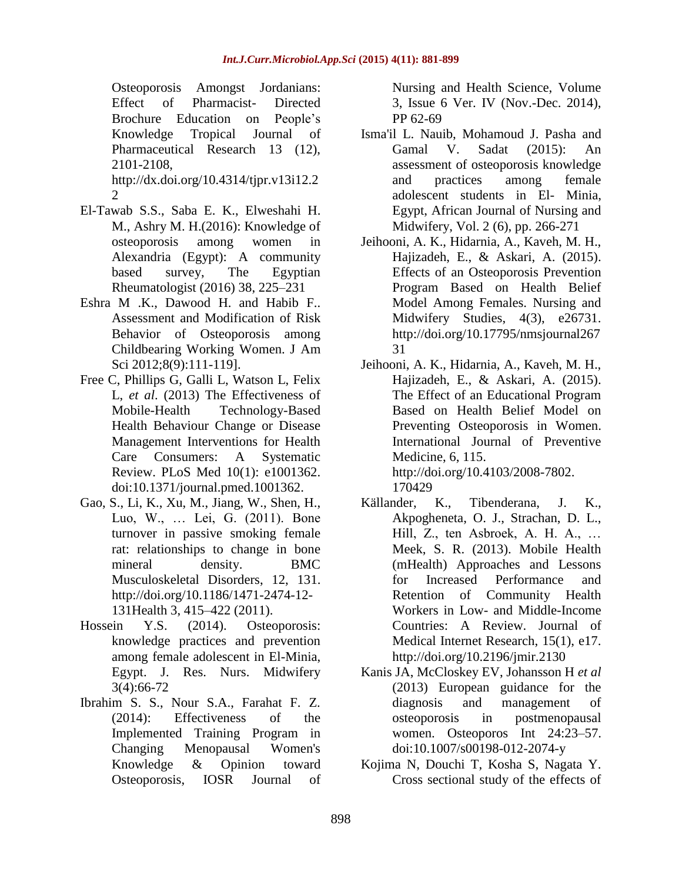Osteoporosis Amongst Jordanians: Effect of Pharmacist- Directed Brochure Education on People's Knowledge Tropical Journal of Pharmaceutical Research 13 (12), 2101-2108, http://dx.doi.org/10.4314/tjpr.v13i12.22

El-Tawab S.S., Saba E. K., Elweshahi H. M., Ashry M. H.(2016): Knowledge of osteoporosis among women in Alexandria (Egypt): A community based survey, The Egyptian Rheumatologist (2016) 38, 225–231

Eshra M .K., Dawood H. and Habib F.. Assessment and Modification of Risk Behavior of Osteoporosis among Childbearing Working Women. J Am Sci 2012;8(9):111-119].

Free C, Phillips G, Galli L, Watson L, Felix L, *et al*. (2013) The Effectiveness of Mobile-Health Technology-Based Health Behaviour Change or Disease Management Interventions for Health Care Consumers: A Systematic Review. PLoS Med 10(1): e1001362. doi:10.1371/journal.pmed.1001362.

Gao, S., Li, K., Xu, M., Jiang, W., Shen, H., Luo, W., … Lei, G. (2011). Bone turnover in passive smoking female rat: relationships to change in bone mineral density. BMC Musculoskeletal Disorders, 12, 131. http://doi.org/10.1186/1471-2474-12-131Health 3, 415–422 (2011).

Hossein Y.S. (2014). Osteoporosis: knowledge practices and prevention among female adolescent in El-Minia, Egypt. J. Res. Nurs. Midwifery 3(4):66-72

Ibrahim S. S., Nour S.A., Farahat F. Z. (2014): Effectiveness of the Implemented Training Program in Changing Menopausal Women's Knowledge & Opinion toward Osteoporosis, IOSR Journal of Nursing and Health Science, Volume 3, Issue 6 Ver. IV (Nov.-Dec. 2014), PP 62-69

Isma'il L. Nauib, Mohamoud J. Pasha and Gamal V. Sadat (2015): An assessment of osteoporosis knowledge and practices among female adolescent students in El- Minia, Egypt, African Journal of Nursing and Midwifery, Vol. 2 (6), pp. 266-271

Jeihooni, A. K., Hidarnia, A., Kaveh, M. H., Hajizadeh, E., & Askari, A. (2015). Effects of an Osteoporosis Prevention Program Based on Health Belief Model Among Females. Nursing and Midwifery Studies, 4(3), e26731. http://doi.org/10.17795/nmsjournal26731

Jeihooni, A. K., Hidarnia, A., Kaveh, M. H., Hajizadeh, E., & Askari, A. (2015). The Effect of an Educational Program Based on Health Belief Model on Preventing Osteoporosis in Women. International Journal of Preventive Medicine, 6, 115. http://doi.org/10.4103/2008-7802.170429

Källander, K., Tibenderana, J. K., Akpogheneta, O. J., Strachan, D. L., Hill, Z., ten Asbroek, A. H. A., … Meek, S. R. (2013). Mobile Health (mHealth) Approaches and Lessons for Increased Performance and Retention of Community Health Workers in Low- and Middle-Income Countries: A Review. Journal of Medical Internet Research, 15(1), e17. http://doi.org/10.2196/jmir.2130

Kanis JA, McCloskey EV, Johansson H *et al* (2013) European guidance for the diagnosis and management of osteoporosis in postmenopausal women. Osteoporos Int 24:23–57. doi:10.1007/s00198-012-2074-y

Kojima N, Douchi T, Kosha S, Nagata Y. Cross sectional study of the effects of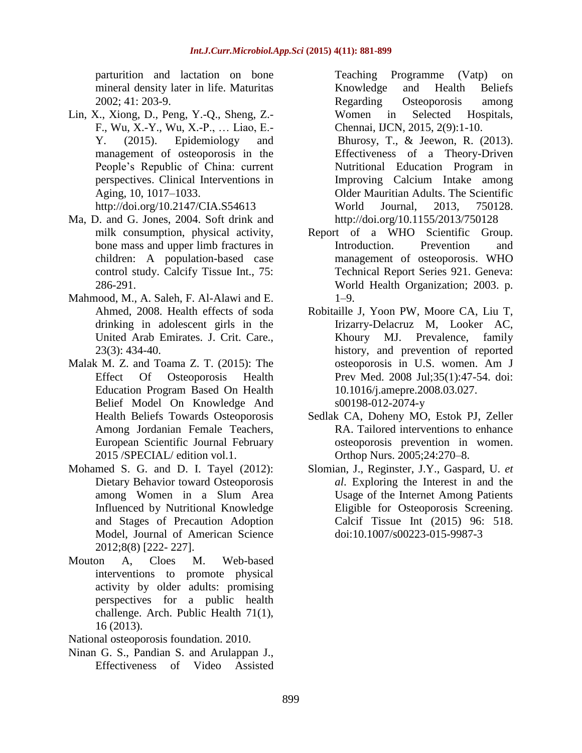parturition and lactation on bone mineral density later in life. Maturitas 2002; 41: 203-9.

Lin, X., Xiong, D., Peng, Y.-Q., Sheng, Z.-F., Wu, X.-Y., Wu, X.-P., … Liao, E.-Y. (2015). Epidemiology and management of osteoporosis in the People's Republic of China: current perspectives. Clinical Interventions in Aging, 10, 1017–1033. http://doi.org/10.2147/CIA.S54613

Ma, D. and G. Jones, 2004. Soft drink and milk consumption, physical activity, bone mass and upper limb fractures in children: A population-based case control study. Calcify Tissue Int., 75: 286-291.

Mahmood, M., A. Saleh, F. Al-Alawi and E. Ahmed, 2008. Health effects of soda drinking in adolescent girls in the United Arab Emirates. J. Crit. Care., 23(3): 434-40.

Malak M. Z. and Toama Z. T. (2015): The Effect Of Osteoporosis Health Education Program Based On Health Belief Model On Knowledge And Health Beliefs Towards Osteoporosis Among Jordanian Female Teachers, European Scientific Journal February 2015 /SPECIAL/ edition vol.1.

Mohamed S. G. and D. I. Tayel (2012): Dietary Behavior toward Osteoporosis among Women in a Slum Area Influenced by Nutritional Knowledge and Stages of Precaution Adoption Model, Journal of American Science 2012;8(8) [222- 227].

Mouton A, Cloes M. Web-based interventions to promote physical activity by older adults: promising perspectives for a public health challenge. Arch. Public Health 71(1), 16 (2013).

National osteoporosis foundation. 2010.

Ninan G. S., Pandian S. and Arulappan J., Effectiveness of Video Assisted Teaching Programme (Vatp) on Knowledge and Health Beliefs Regarding Osteoporosis among Women in Selected Hospitals, Chennai, IJCN, 2015, 2(9):1-10.

Bhurosy, T., & Jeewon, R. (2013). Effectiveness of a Theory-Driven Nutritional Education Program in Improving Calcium Intake among Older Mauritian Adults. The Scientific World Journal, 2013, 750128. http://doi.org/10.1155/2013/750128

Report of a WHO Scientific Group. Introduction. Prevention and management of osteoporosis. WHO Technical Report Series 921. Geneva: World Health Organization; 2003. p. 1–9.

Robitaille J, Yoon PW, Moore CA, Liu T, Irizarry-Delacruz M, Looker AC, Khoury MJ. Prevalence, family history, and prevention of reported osteoporosis in U.S. women. Am J Prev Med. 2008 Jul;35(1):47-54. doi: 10.1016/j.amepre.2008.03.027. s00198-012-2074-y

Sedlak CA, Doheny MO, Estok PJ, Zeller RA. Tailored interventions to enhance osteoporosis prevention in women. Orthop Nurs. 2005;24:270–8.

Slomian, J., Reginster, J.Y., Gaspard, U. *et al*. Exploring the Interest in and the Usage of the Internet Among Patients Eligible for Osteoporosis Screening. Calcif Tissue Int (2015) 96: 518. doi:10.1007/s00223-015-9987-3